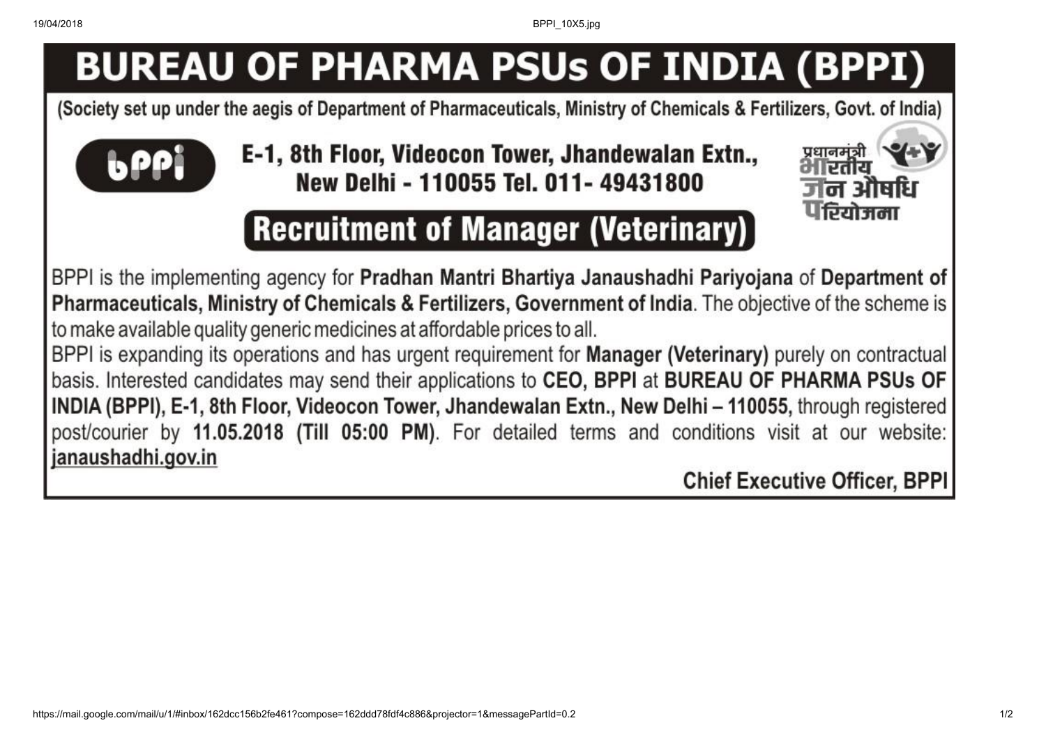# BUREAU OF PHARMA PSUs OF INDIA (BPPI)

(Society set up under the aegis of Department of Pharmaceuticals, Ministry of Chemicals & Fertilizers, Govt. of India)

bppi

**E-1, 8th Floor, Videocon Tower, Jhandewalan Extn., New Delhi - 110055 Tel. 011- 49431800**

प्रधानमंत्री भारतीय जन औषधि परियोजना

## Recruitment of Manager (Veterinary)

BPPI is the implementing agency for **Pradhan Mantri Bhartiya Janaushadhi Pariyojana** of **Department of Pharmaceuticals, Ministry of Chemicals & Fertilizers, Government of India**. The objective of the scheme is to make available quality generic medicines at affordable prices to all.

BPPI is expanding its operations and has urgent requirement for **Manager (Veterinary)** purely on contractual basis. Interested candidates may send their applications to **CEO, BPPI** at **BUREAU OF PHARMA PSUs OF INDIA (BPPI), E-1, 8th Floor, Videocon Tower, Jhandewalan Extn., New Delhi – 110055,** through registered post/courier by **11.05.2018 (Till 05:00 PM)**. For detailed terms and conditions visit at our website: janaushadhi.gov.in

**Chief Executive Officer, BPPI**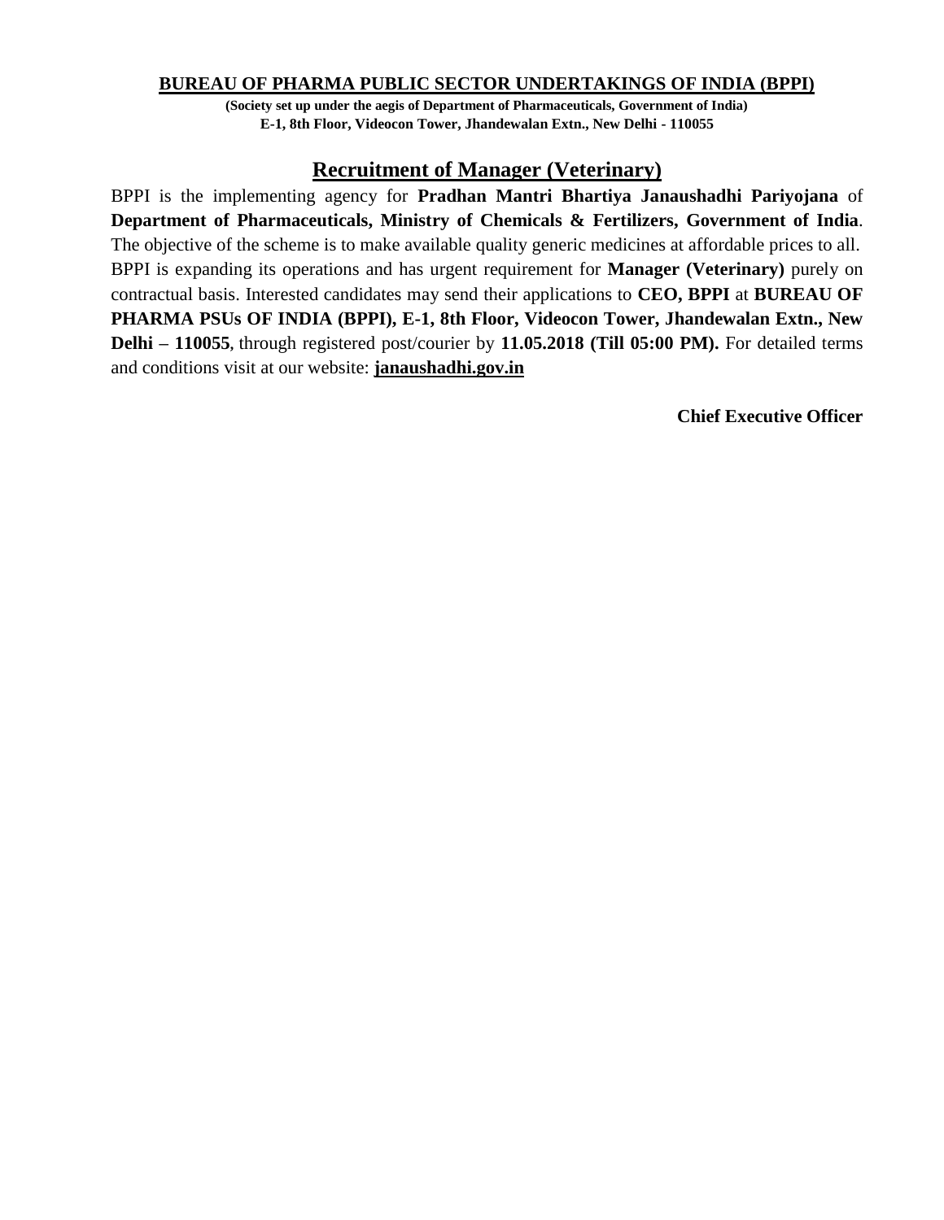**BUREAU OF PHARMA PUBLIC SECTOR UNDERTAKINGS OF INDIA (BPPI)**

**(Society set up under the aegis of Department of Pharmaceuticals, Government of India)**
**E-1, 8th Floor, Videocon Tower, Jhandewalan Extn., New Delhi - 110055**

## Recruitment of Manager (Veterinary)

BPPI is the implementing agency for **Pradhan Mantri Bhartiya Janaushadhi Pariyojana** of **Department of Pharmaceuticals, Ministry of Chemicals & Fertilizers, Government of India**. The objective of the scheme is to make available quality generic medicines at affordable prices to all. BPPI is expanding its operations and has urgent requirement for **Manager (Veterinary)** purely on contractual basis. Interested candidates may send their applications to **CEO, BPPI** at **BUREAU OF PHARMA PSUs OF INDIA (BPPI), E-1, 8th Floor, Videocon Tower, Jhandewalan Extn., New Delhi – 110055**, through registered post/courier by **11.05.2018 (Till 05:00 PM).** For detailed terms and conditions visit at our website: **janaushadhi.gov.in**

**Chief Executive Officer**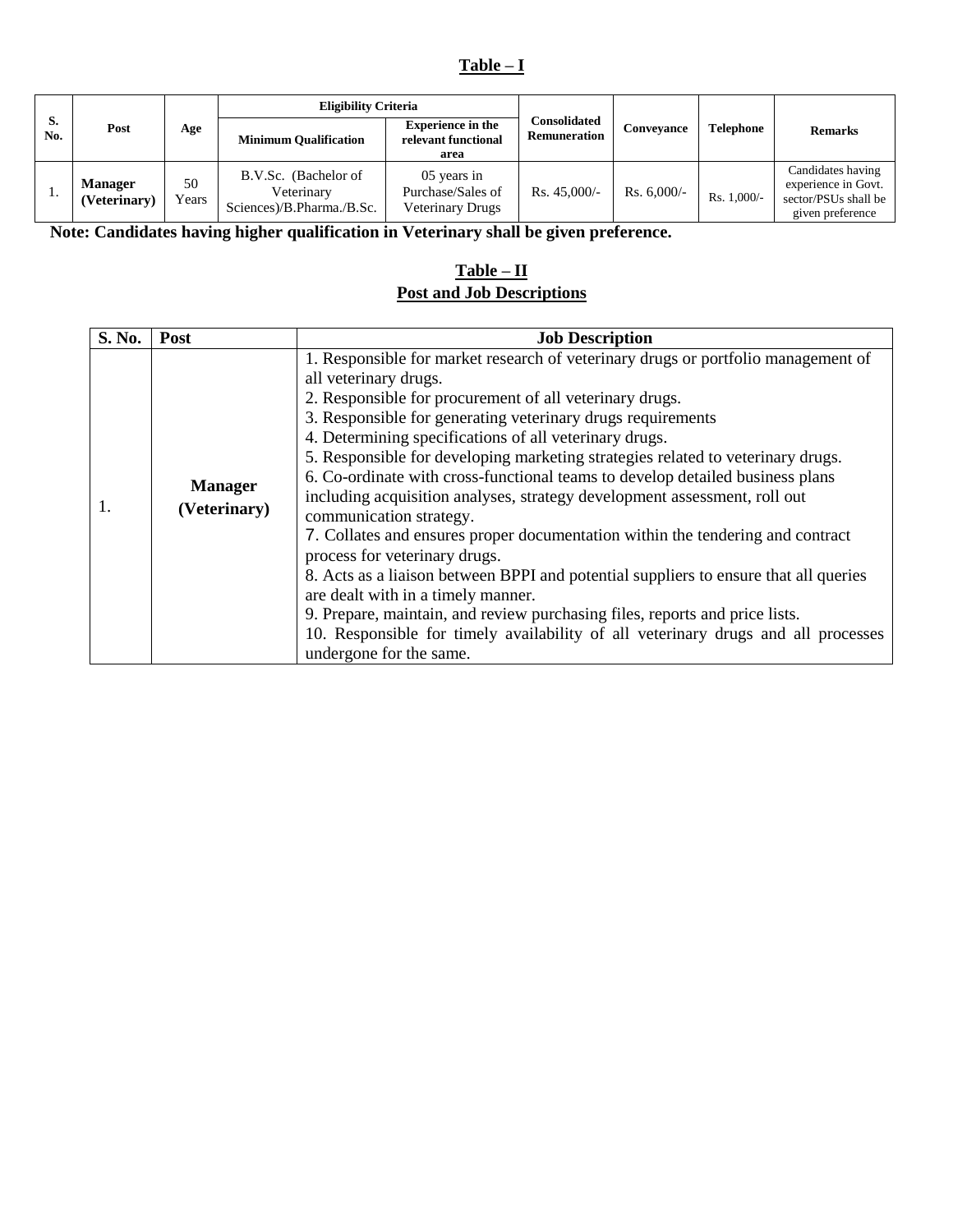**Table – I**

| S. No. | Post | Age | Eligibility Criteria | | Consolidated Remuneration | Conveyance | Telephone | Remarks |
|---|---|---|---|---|---|---|---|---|
| | | | Minimum Qualification | Experience in the relevant functional area | | | | |
| 1. | **Manager (Veterinary)** | 50 Years | B.V.Sc. (Bachelor of Veterinary Sciences)/B.Pharma./B.Sc. | 05 years in Purchase/Sales of Veterinary Drugs | Rs. 45,000/- | Rs. 6,000/- | Rs. 1,000/- | Candidates having experience in Govt. sector/PSUs shall be given preference |

**Note: Candidates having higher qualification in Veterinary shall be given preference.**

**Table – II**
**Post and Job Descriptions**

| S. No. | Post | Job Description |
|---|---|---|
| 1. | **Manager (Veterinary)** | 1. Responsible for market research of veterinary drugs or portfolio management of all veterinary drugs.<br>2. Responsible for procurement of all veterinary drugs.<br>3. Responsible for generating veterinary drugs requirements<br>4. Determining specifications of all veterinary drugs.<br>5. Responsible for developing marketing strategies related to veterinary drugs.<br>6. Co-ordinate with cross-functional teams to develop detailed business plans including acquisition analyses, strategy development assessment, roll out communication strategy.<br>7. Collates and ensures proper documentation within the tendering and contract process for veterinary drugs.<br>8. Acts as a liaison between BPPI and potential suppliers to ensure that all queries are dealt with in a timely manner.<br>9. Prepare, maintain, and review purchasing files, reports and price lists.<br>10. Responsible for timely availability of all veterinary drugs and all processes undergone for the same. |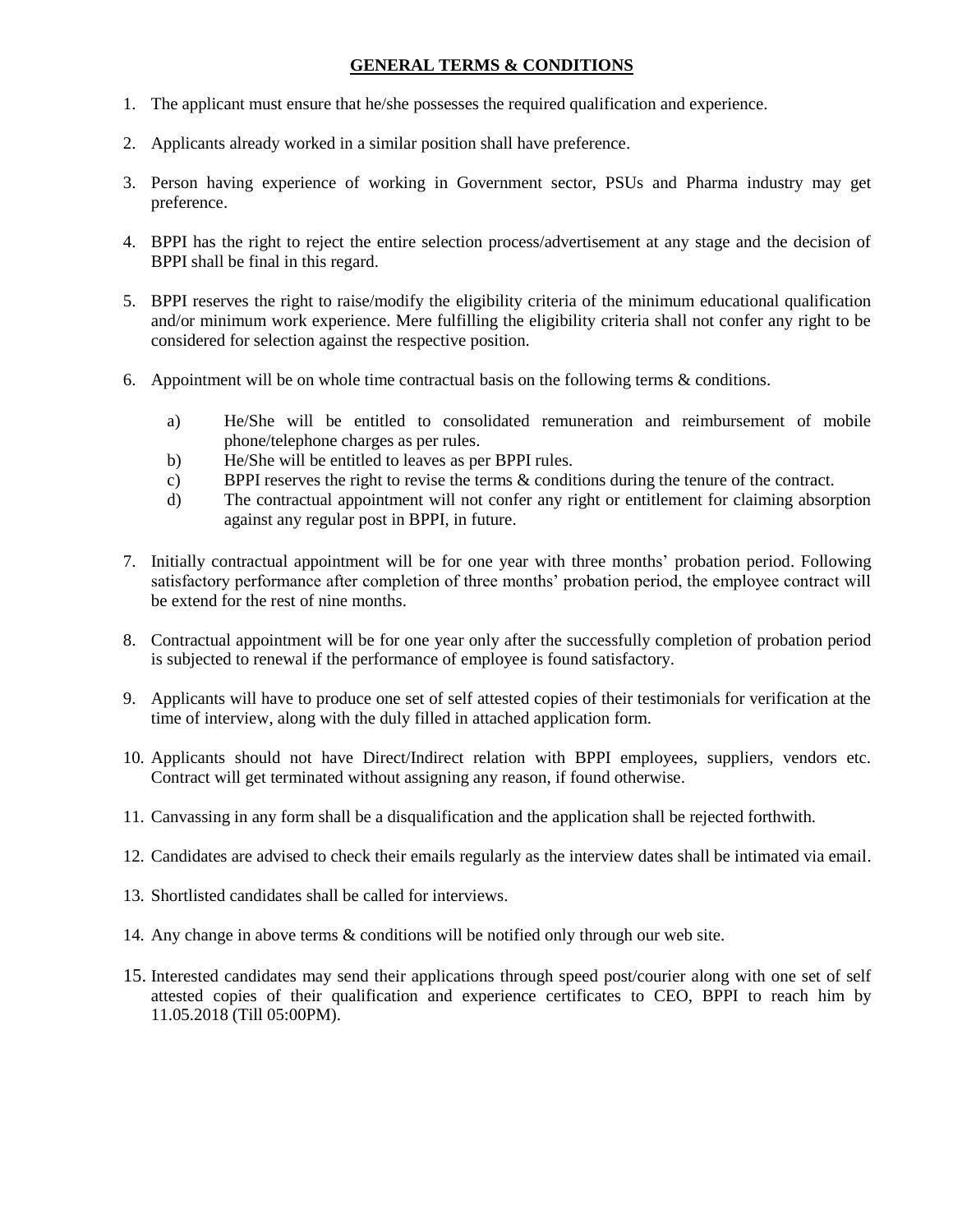## GENERAL TERMS & CONDITIONS

1. The applicant must ensure that he/she possesses the required qualification and experience.
2. Applicants already worked in a similar position shall have preference.
3. Person having experience of working in Government sector, PSUs and Pharma industry may get preference.
4. BPPI has the right to reject the entire selection process/advertisement at any stage and the decision of BPPI shall be final in this regard.
5. BPPI reserves the right to raise/modify the eligibility criteria of the minimum educational qualification and/or minimum work experience. Mere fulfilling the eligibility criteria shall not confer any right to be considered for selection against the respective position.
6. Appointment will be on whole time contractual basis on the following terms & conditions.
   a) He/She will be entitled to consolidated remuneration and reimbursement of mobile phone/telephone charges as per rules.
   b) He/She will be entitled to leaves as per BPPI rules.
   c) BPPI reserves the right to revise the terms & conditions during the tenure of the contract.
   d) The contractual appointment will not confer any right or entitlement for claiming absorption against any regular post in BPPI, in future.
7. Initially contractual appointment will be for one year with three months' probation period. Following satisfactory performance after completion of three months' probation period, the employee contract will be extend for the rest of nine months.
8. Contractual appointment will be for one year only after the successfully completion of probation period is subjected to renewal if the performance of employee is found satisfactory.
9. Applicants will have to produce one set of self attested copies of their testimonials for verification at the time of interview, along with the duly filled in attached application form.
10. Applicants should not have Direct/Indirect relation with BPPI employees, suppliers, vendors etc. Contract will get terminated without assigning any reason, if found otherwise.
11. Canvassing in any form shall be a disqualification and the application shall be rejected forthwith.
12. Candidates are advised to check their emails regularly as the interview dates shall be intimated via email.
13. Shortlisted candidates shall be called for interviews.
14. Any change in above terms & conditions will be notified only through our web site.
15. Interested candidates may send their applications through speed post/courier along with one set of self attested copies of their qualification and experience certificates to CEO, BPPI to reach him by 11.05.2018 (Till 05:00PM).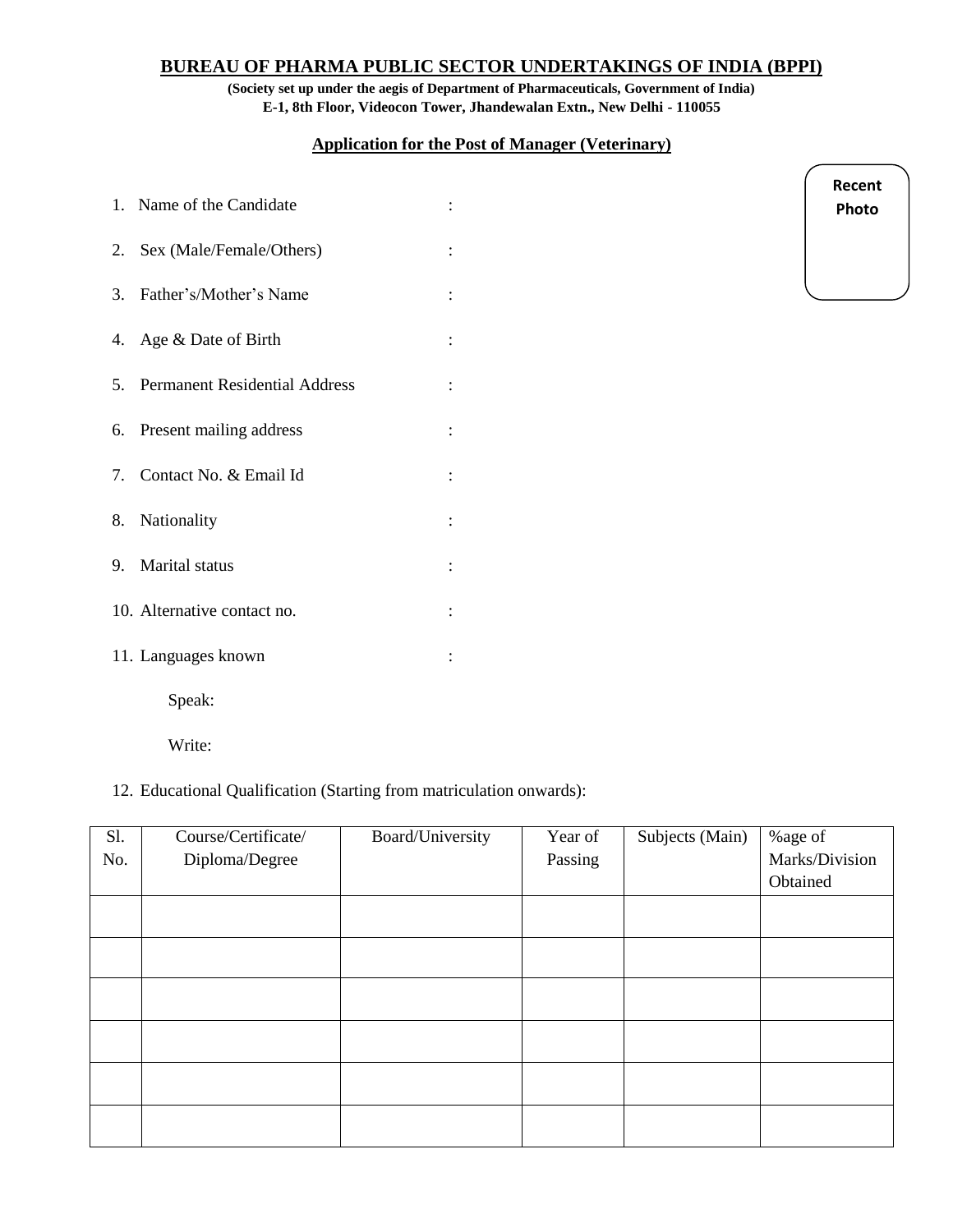# BUREAU OF PHARMA PUBLIC SECTOR UNDERTAKINGS OF INDIA (BPPI)

**(Society set up under the aegis of Department of Pharmaceuticals, Government of India)**
**E-1, 8th Floor, Videocon Tower, Jhandewalan Extn., New Delhi - 110055**

## Application for the Post of Manager (Veterinary)

Recent Photo

1. Name of the Candidate :
2. Sex (Male/Female/Others) :
3. Father's/Mother's Name :
4. Age & Date of Birth :
5. Permanent Residential Address :
6. Present mailing address :
7. Contact No. & Email Id :
8. Nationality :
9. Marital status :
10. Alternative contact no. :
11. Languages known :

    Speak:

    Write:

12. Educational Qualification (Starting from matriculation onwards):

| Sl. No. | Course/Certificate/ Diploma/Degree | Board/University | Year of Passing | Subjects (Main) | %age of Marks/Division Obtained |
|---|---|---|---|---|---|
| | | | | | |
| | | | | | |
| | | | | | |
| | | | | | |
| | | | | | |
| | | | | | |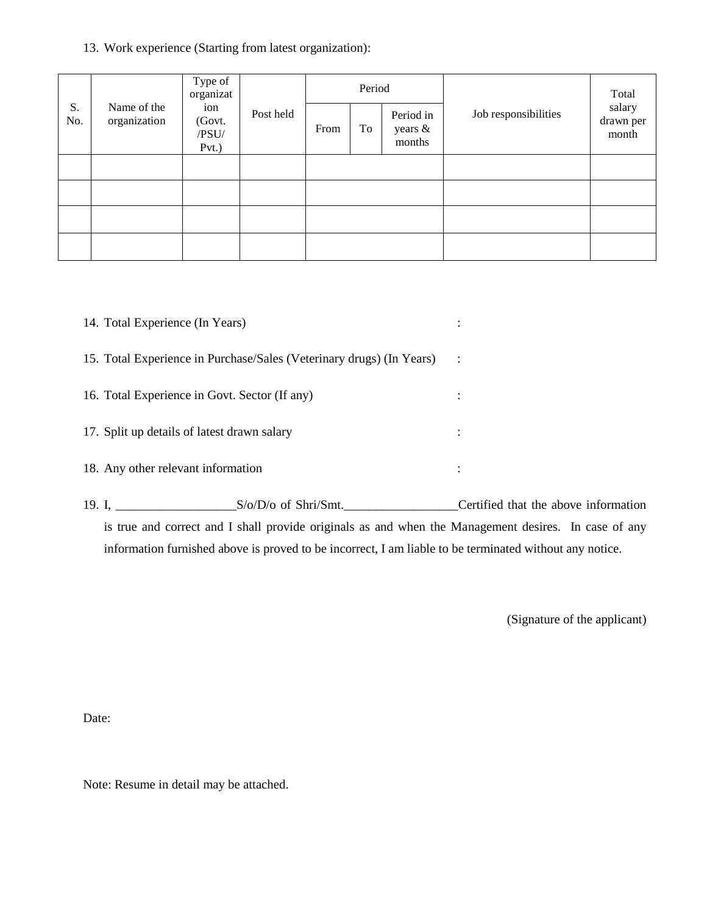13. Work experience (Starting from latest organization):

| S. No. | Name of the organization | Type of organization (Govt. /PSU/ Pvt.) | Post held | Period | | | Job responsibilities | Total salary drawn per month |
|---|---|---|---|---|---|---|---|---|
| | | | | From | To | Period in years & months | | |
| | | | | | | | | |
| | | | | | | | | |
| | | | | | | | | |
| | | | | | | | | |

14. Total Experience (In Years) :

15. Total Experience in Purchase/Sales (Veterinary drugs) (In Years) :

16. Total Experience in Govt. Sector (If any) :

17. Split up details of latest drawn salary :

18. Any other relevant information :

19. I, ___________________S/o/D/o of Shri/Smt.__________________Certified that the above information is true and correct and I shall provide originals as and when the Management desires. In case of any information furnished above is proved to be incorrect, I am liable to be terminated without any notice.

(Signature of the applicant)

Date:

Note: Resume in detail may be attached.